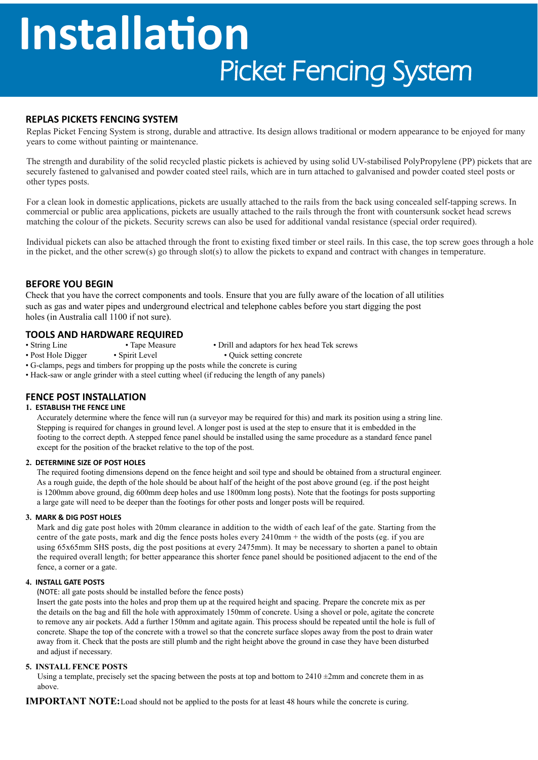# Installation

## Picket Fencing System

### REPLAS PICKETS FENCING SYSTEM

Replas Picket Fencing System is strong, durable and attractive. Its design allows traditional or modern appearance to be enjoyed for many years to come without painting or maintenance.

The strength and durability of the solid recycled plastic pickets is achieved by using solid UV-stabilised PolyPropylene (PP) pickets that are securely fastened to galvanised and powder coated steel rails, which are in turn attached to galvanised and powder coated steel posts or other types posts.

For a clean look in domestic applications, pickets are usually attached to the rails from the back using concealed self-tapping screws. In commercial or public area applications, pickets are usually attached to the rails through the front with countersunk socket head screws matching the colour of the pickets. Security screws can also be used for additional vandal resistance (special order required).

Individual pickets can also be attached through the front to existing fixed timber or steel rails. In this case, the top screw goes through a hole in the picket, and the other screw(s) go through slot(s) to allow the pickets to expand and contract with changes in temperature.

### BEFORE YOU BEGIN

Check that you have the correct components and tools. Ensure that you are fully aware of the location of all utilities such as gas and water pipes and underground electrical and telephone cables before you start digging the post holes (in Australia call 1100 if not sure).

### TOOLS AND HARDWARE REQUIRED

- String Line
- Tape Measure
- Drill and adaptors for hex head Tek screws
- Post Hole Digger
- Spirit Level
- Quick setting concrete
- G-clamps, pegs and timbers for propping up the posts while the concrete is curing
- Hack-saw or angle grinder with a steel cutting wheel (if reducing the length of any panels)

### FENCE POST INSTALLATION

**1. ESTABLISH THE FENCE LINE**

Accurately determine where the fence will run (a surveyor may be required for this) and mark its position using a string line. Stepping is required for changes in ground level. A longer post is used at the step to ensure that it is embedded in the footing to the correct depth. A stepped fence panel should be installed using the same procedure as a standard fence panel except for the position of the bracket relative to the top of the post.

**2. DETERMINE SIZE OF POST HOLES**

The required footing dimensions depend on the fence height and soil type and should be obtained from a structural engineer. As a rough guide, the depth of the hole should be about half of the height of the post above ground (eg. if the post height is 1200mm above ground, dig 600mm deep holes and use 1800mm long posts). Note that the footings for posts supporting a large gate will need to be deeper than the footings for other posts and longer posts will be required.

**3. MARK & DIG POST HOLES**

Mark and dig gate post holes with 20mm clearance in addition to the width of each leaf of the gate. Starting from the centre of the gate posts, mark and dig the fence posts holes every 2410mm + the width of the posts (eg. if you are using 65x65mm SHS posts, dig the post positions at every 2475mm). It may be necessary to shorten a panel to obtain the required overall length; for better appearance this shorter fence panel should be positioned adjacent to the end of the fence, a corner or a gate.

**4. INSTALL GATE POSTS**

(NOTE: all gate posts should be installed before the fence posts)

Insert the gate posts into the holes and prop them up at the required height and spacing. Prepare the concrete mix as per the details on the bag and fill the hole with approximately 150mm of concrete. Using a shovel or pole, agitate the concrete to remove any air pockets. Add a further 150mm and agitate again. This process should be repeated until the hole is full of concrete. Shape the top of the concrete with a trowel so that the concrete surface slopes away from the post to drain water away from it. Check that the posts are still plumb and the right height above the ground in case they have been disturbed and adjust if necessary.

**5. INSTALL FENCE POSTS**

Using a template, precisely set the spacing between the posts at top and bottom to 2410 ±2mm and concrete them in as above.

**IMPORTANT NOTE:** Load should not be applied to the posts for at least 48 hours while the concrete is curing.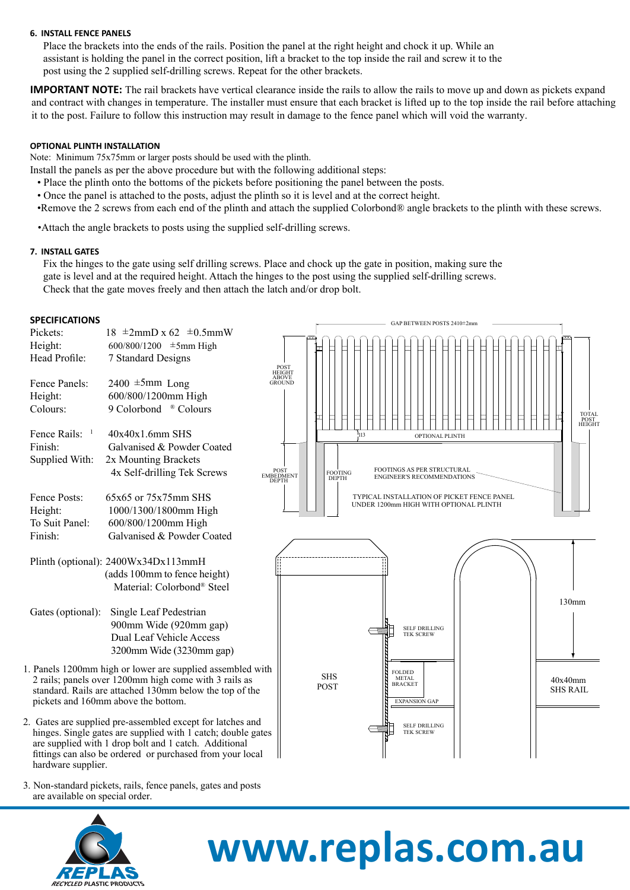## 6. INSTALL FENCE PANELS

Place the brackets into the ends of the rails. Position the panel at the right height and chock it up. While an assistant is holding the panel in the correct position, lift a bracket to the top inside the rail and screw it to the post using the 2 supplied self-drilling screws. Repeat for the other brackets.

**IMPORTANT NOTE:** The rail brackets have vertical clearance inside the rails to allow the rails to move up and down as pickets expand and contract with changes in temperature. The installer must ensure that each bracket is lifted up to the top inside the rail before attaching it to the post. Failure to follow this instruction may result in damage to the fence panel which will void the warranty.

### OPTIONAL PLINTH INSTALLATION

Note: Minimum 75x75mm or larger posts should be used with the plinth.

Install the panels as per the above procedure but with the following additional steps:

- Place the plinth onto the bottoms of the pickets before positioning the panel between the posts.
- Once the panel is attached to the posts, adjust the plinth so it is level and at the correct height.
- Remove the 2 screws from each end of the plinth and attach the supplied Colorbond® angle brackets to the plinth with these screws.
- Attach the angle brackets to posts using the supplied self-drilling screws.

## 7. INSTALL GATES

Fix the hinges to the gate using self drilling screws. Place and chock up the gate in position, making sure the gate is level and at the required height. Attach the hinges to the post using the supplied self-drilling screws. Check that the gate moves freely and then attach the latch and/or drop bolt.

## SPECIFICATIONS

| | |
|---|---|
| Pickets: | 18 ±2mmD x 62 ±0.5mmW |
| Height: | 600/800/1200 ±5mm High |
| Head Profile: | 7 Standard Designs |
| Fence Panels: | 2400 ±5mm Long |
| Height: | 600/800/1200mm High |
| Colours: | 9 Colorbond ® Colours |
| Fence Rails: [1] | 40x40x1.6mm SHS |
| Finish: | Galvanised & Powder Coated |
| Supplied With: | 2x Mounting Brackets<br>4x Self-drilling Tek Screws |
| Fence Posts: | 65x65 or 75x75mm SHS |
| Height: | 1000/1300/1800mm High |
| To Suit Panel: | 600/800/1200mm High |
| Finish: | Galvanised & Powder Coated |
| Plinth (optional): | 2400Wx34Dx113mmH<br>(adds 100mm to fence height)<br>Material: Colorbond® Steel |
| Gates (optional): | Single Leaf Pedestrian<br>900mm Wide (920mm gap)<br>Dual Leaf Vehicle Access<br>3200mm Wide (3230mm gap) |

1. Panels 1200mm high or lower are supplied assembled with 2 rails; panels over 1200mm high come with 3 rails as standard. Rails are attached 130mm below the top of the pickets and 160mm above the bottom.
2. Gates are supplied pre-assembled except for latches and hinges. Single gates are supplied with 1 catch; double gates are supplied with 1 drop bolt and 1 catch. Additional fittings can also be ordered or purchased from your local hardware supplier.
3. Non-standard pickets, rails, fence panels, gates and posts are available on special order.

GAP BETWEEN POSTS 2410±2mm
POST HEIGHT ABOVE GROUND
TOTAL POST HEIGHT
113
OPTIONAL PLINTH
POST EMBEDMENT DEPTH
FOOTING DEPTH
FOOTINGS AS PER STRUCTURAL ENGINEER'S RECOMMENDATIONS
TYPICAL INSTALLATION OF PICKET FENCE PANEL UNDER 1200mm HIGH WITH OPTIONAL PLINTH

130mm
SELF DRILLING TEK SCREW
SHS POST
FOLDED METAL BRACKET
EXPANSION GAP
40x40mm SHS RAIL
SELF DRILLING TEK SCREW

REPLAS
RECYCLED PLASTIC PRODUCTS

www.replas.com.au